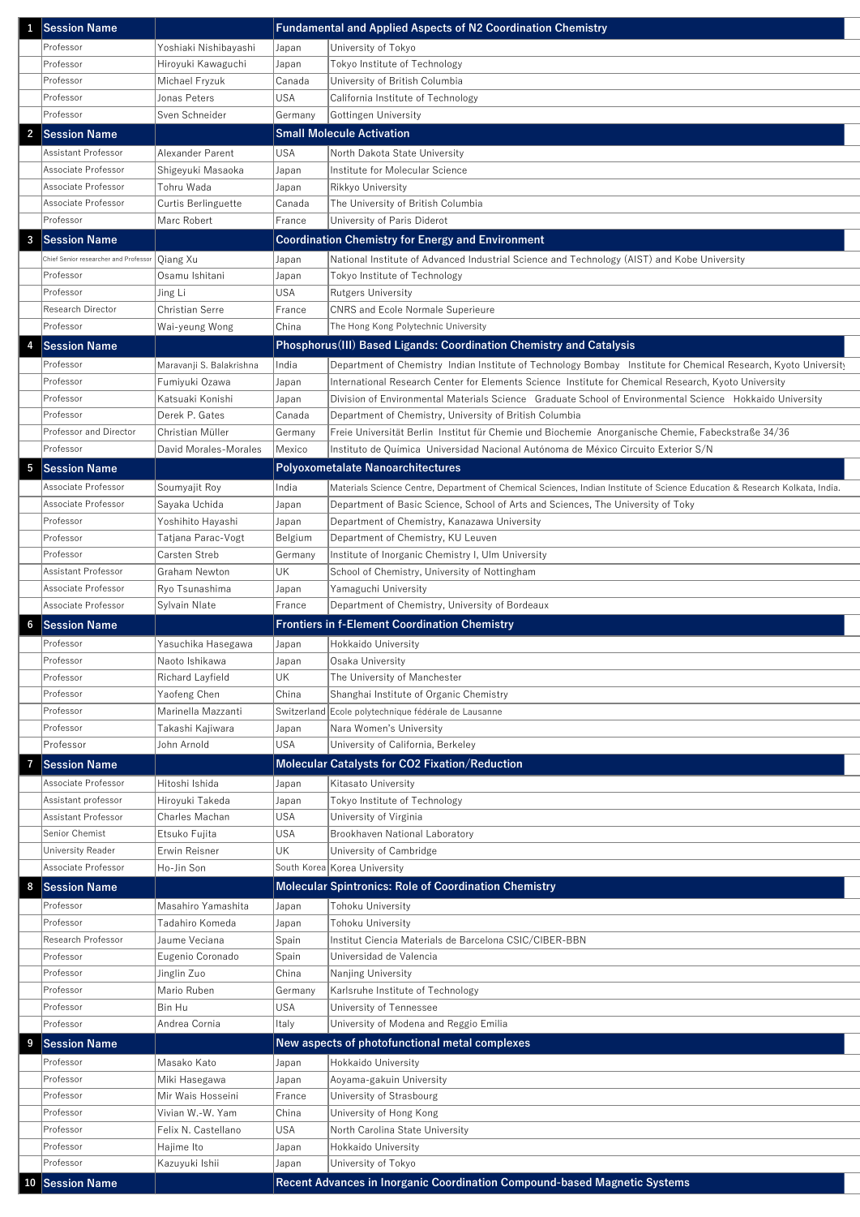| | | | | |
|---|---|---|---|---|
| 1 | Session Name | | Fundamental and Applied Aspects of N2 Coordination Chemistry | |
| | Professor | Yoshiaki Nishibayashi | Japan | University of Tokyo |
| | Professor | Hiroyuki Kawaguchi | Japan | Tokyo Institute of Technology |
| | Professor | Michael Fryzuk | Canada | University of British Columbia |
| | Professor | Jonas Peters | USA | California Institute of Technology |
| | Professor | Sven Schneider | Germany | Gottingen University |
| 2 | Session Name | | Small Molecule Activation | |
| | Assistant Professor | Alexander Parent | USA | North Dakota State University |
| | Associate Professor | Shigeyuki Masaoka | Japan | Institute for Molecular Science |
| | Associate Professor | Tohru Wada | Japan | Rikkyo University |
| | Associate Professor | Curtis Berlinguette | Canada | The University of British Columbia |
| | Professor | Marc Robert | France | University of Paris Diderot |
| 3 | Session Name | | Coordination Chemistry for Energy and Environment | |
| | Chief Senior researcher and Professor | Qiang Xu | Japan | National Institute of Advanced Industrial Science and Technology (AIST) and Kobe University |
| | Professor | Osamu Ishitani | Japan | Tokyo Institute of Technology |
| | Professor | Jing Li | USA | Rutgers University |
| | Research Director | Christian Serre | France | CNRS and Ecole Normale Superieure |
| | Professor | Wai-yeung Wong | China | The Hong Kong Polytechnic University |
| 4 | Session Name | | Phosphorus(III) Based Ligands: Coordination Chemistry and Catalysis | |
| | Professor | Maravanji S. Balakrishna | India | Department of Chemistry Indian Institute of Technology Bombay Institute for Chemical Research, Kyoto University |
| | Professor | Fumiyuki Ozawa | Japan | International Research Center for Elements Science Institute for Chemical Research, Kyoto University |
| | Professor | Katsuaki Konishi | Japan | Division of Environmental Materials Science Graduate School of Environmental Science Hokkaido University |
| | Professor | Derek P. Gates | Canada | Department of Chemistry, University of British Columbia |
| | Professor and Director | Christian Müller | Germany | Freie Universität Berlin Institut für Chemie und Biochemie Anorganische Chemie, Fabeckstraße 34/36 |
| | Professor | David Morales-Morales | Mexico | Instituto de Química Universidad Nacional Autónoma de México Circuito Exterior S/N |
| 5 | Session Name | | Polyoxometalate Nanoarchitectures | |
| | Associate Professor | Soumyajit Roy | India | Materials Science Centre, Department of Chemical Sciences, Indian Institute of Science Education & Research Kolkata, India. |
| | Associate Professor | Sayaka Uchida | Japan | Department of Basic Science, School of Arts and Sciences, The University of Toky |
| | Professor | Yoshihito Hayashi | Japan | Department of Chemistry, Kanazawa University |
| | Professor | Tatjana Parac-Vogt | Belgium | Department of Chemistry, KU Leuven |
| | Professor | Carsten Streb | Germany | Institute of Inorganic Chemistry I, Ulm University |
| | Assistant Professor | Graham Newton | UK | School of Chemistry, University of Nottingham |
| | Associate Professor | Ryo Tsunashima | Japan | Yamaguchi University |
| | Associate Professor | Sylvain Nlate | France | Department of Chemistry, University of Bordeaux |
| 6 | Session Name | | Frontiers in f-Element Coordination Chemistry | |
| | Professor | Yasuchika Hasegawa | Japan | Hokkaido University |
| | Professor | Naoto Ishikawa | Japan | Osaka University |
| | Professor | Richard Layfield | UK | The University of Manchester |
| | Professor | Yaofeng Chen | China | Shanghai Institute of Organic Chemistry |
| | Professor | Marinella Mazzanti | Switzerland | Ecole polytechnique fédérale de Lausanne |
| | Professor | Takashi Kajiwara | Japan | Nara Women's University |
| | Professor | John Arnold | USA | University of California, Berkeley |
| 7 | Session Name | | Molecular Catalysts for CO2 Fixation/Reduction | |
| | Associate Professor | Hitoshi Ishida | Japan | Kitasato University |
| | Assistant professor | Hiroyuki Takeda | Japan | Tokyo Institute of Technology |
| | Assistant Professor | Charles Machan | USA | University of Virginia |
| | Senior Chemist | Etsuko Fujita | USA | Brookhaven National Laboratory |
| | University Reader | Erwin Reisner | UK | University of Cambridge |
| | Associate Professor | Ho-Jin Son | South Korea | Korea University |
| 8 | Session Name | | Molecular Spintronics: Role of Coordination Chemistry | |
| | Professor | Masahiro Yamashita | Japan | Tohoku University |
| | Professor | Tadahiro Komeda | Japan | Tohoku University |
| | Research Professor | Jaume Veciana | Spain | Institut Ciencia Materials de Barcelona CSIC/CIBER-BBN |
| | Professor | Eugenio Coronado | Spain | Universidad de Valencia |
| | Professor | Jinglin Zuo | China | Nanjing University |
| | Professor | Mario Ruben | Germany | Karlsruhe Institute of Technology |
| | Professor | Bin Hu | USA | University of Tennessee |
| | Professor | Andrea Cornia | Italy | University of Modena and Reggio Emilia |
| 9 | Session Name | | New aspects of photofunctional metal complexes | |
| | Professor | Masako Kato | Japan | Hokkaido University |
| | Professor | Miki Hasegawa | Japan | Aoyama-gakuin University |
| | Professor | Mir Wais Hosseini | France | University of Strasbourg |
| | Professor | Vivian W.-W. Yam | China | University of Hong Kong |
| | Professor | Felix N. Castellano | USA | North Carolina State University |
| | Professor | Hajime Ito | Japan | Hokkaido University |
| | Professor | Kazuyuki Ishii | Japan | University of Tokyo |
| 10 | Session Name | | Recent Advances in Inorganic Coordination Compound-based Magnetic Systems | |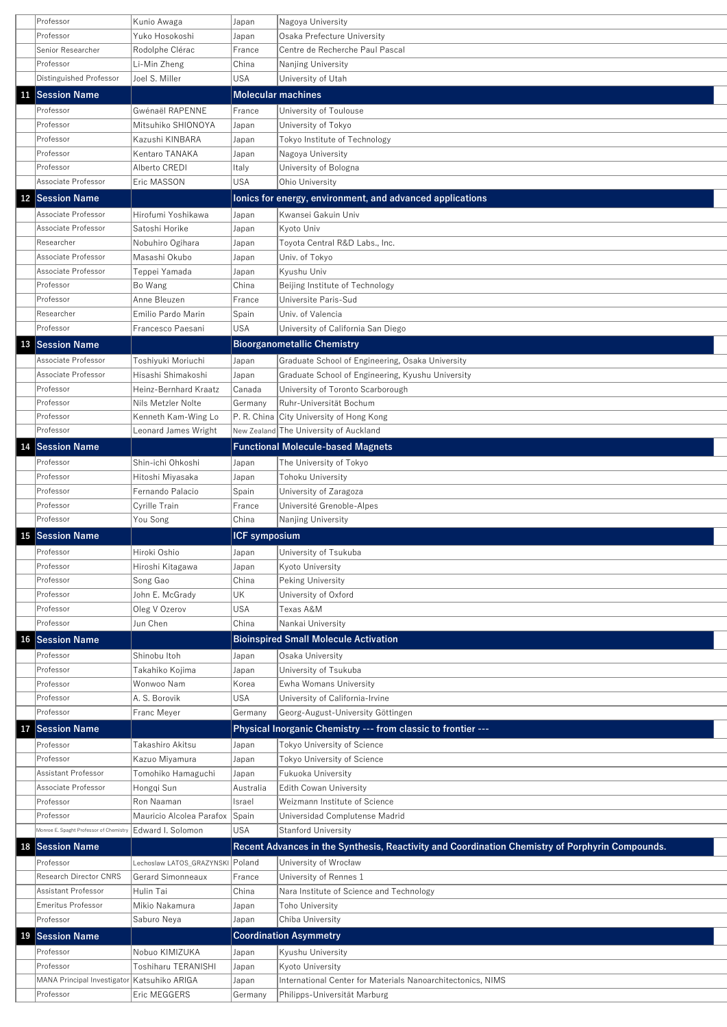| | | | | |
|---|---|---|---|---|
| | Professor | Kunio Awaga | Japan | Nagoya University |
| | Professor | Yuko Hosokoshi | Japan | Osaka Prefecture University |
| | Senior Researcher | Rodolphe Clérac | France | Centre de Recherche Paul Pascal |
| | Professor | Li-Min Zheng | China | Nanjing University |
| | Distinguished Professor | Joel S. Miller | USA | University of Utah |
| 11 | **Session Name** | | **Molecular machines** | |
| | Professor | Gwénaël RAPENNE | France | University of Toulouse |
| | Professor | Mitsuhiko SHIONOYA | Japan | University of Tokyo |
| | Professor | Kazushi KINBARA | Japan | Tokyo Institute of Technology |
| | Professor | Kentaro TANAKA | Japan | Nagoya University |
| | Professor | Alberto CREDI | Italy | University of Bologna |
| | Associate Professor | Eric MASSON | USA | Ohio University |
| 12 | **Session Name** | | **Ionics for energy, environment, and advanced applications** | |
| | Associate Professor | Hirofumi Yoshikawa | Japan | Kwansei Gakuin Univ |
| | Associate Professor | Satoshi Horike | Japan | Kyoto Univ |
| | Researcher | Nobuhiro Ogihara | Japan | Toyota Central R&D Labs., Inc. |
| | Associate Professor | Masashi Okubo | Japan | Univ. of Tokyo |
| | Associate Professor | Teppei Yamada | Japan | Kyushu Univ |
| | Professor | Bo Wang | China | Beijing Institute of Technology |
| | Professor | Anne Bleuzen | France | Universite Paris-Sud |
| | Researcher | Emilio Pardo Marin | Spain | Univ. of Valencia |
| | Professor | Francesco Paesani | USA | University of California San Diego |
| 13 | **Session Name** | | **Bioorganometallic Chemistry** | |
| | Associate Professor | Toshiyuki Moriuchi | Japan | Graduate School of Engineering, Osaka University |
| | Associate Professor | Hisashi Shimakoshi | Japan | Graduate School of Engineering, Kyushu University |
| | Professor | Heinz-Bernhard Kraatz | Canada | University of Toronto Scarborough |
| | Professor | Nils Metzler Nolte | Germany | Ruhr-Universität Bochum |
| | Professor | Kenneth Kam-Wing Lo | P. R. China | City University of Hong Kong |
| | Professor | Leonard James Wright | New Zealand | The University of Auckland |
| 14 | **Session Name** | | **Functional Molecule-based Magnets** | |
| | Professor | Shin-ichi Ohkoshi | Japan | The University of Tokyo |
| | Professor | Hitoshi Miyasaka | Japan | Tohoku University |
| | Professor | Fernando Palacio | Spain | University of Zaragoza |
| | Professor | Cyrille Train | France | Université Grenoble-Alpes |
| | Professor | You Song | China | Nanjing University |
| 15 | **Session Name** | | **ICF symposium** | |
| | Professor | Hiroki Oshio | Japan | University of Tsukuba |
| | Professor | Hiroshi Kitagawa | Japan | Kyoto University |
| | Professor | Song Gao | China | Peking University |
| | Professor | John E. McGrady | UK | University of Oxford |
| | Professor | Oleg V Ozerov | USA | Texas A&M |
| | Professor | Jun Chen | China | Nankai University |
| 16 | **Session Name** | | **Bioinspired Small Molecule Activation** | |
| | Professor | Shinobu Itoh | Japan | Osaka University |
| | Professor | Takahiko Kojima | Japan | University of Tsukuba |
| | Professor | Wonwoo Nam | Korea | Ewha Womans University |
| | Professor | A. S. Borovik | USA | University of California-Irvine |
| | Professor | Franc Meyer | Germany | Georg-August-University Göttingen |
| 17 | **Session Name** | | **Physical Inorganic Chemistry --- from classic to frontier ---** | |
| | Professor | Takashiro Akitsu | Japan | Tokyo University of Science |
| | Professor | Kazuo Miyamura | Japan | Tokyo University of Science |
| | Assistant Professor | Tomohiko Hamaguchi | Japan | Fukuoka University |
| | Associate Professor | Hongqi Sun | Australia | Edith Cowan University |
| | Professor | Ron Naaman | Israel | Weizmann Institute of Science |
| | Professor | Mauricio Alcolea Parafox | Spain | Universidad Complutense Madrid |
| | Monroe E. Spaght Professor of Chemistry | Edward I. Solomon | USA | Stanford University |
| 18 | **Session Name** | | **Recent Advances in the Synthesis, Reactivity and Coordination Chemistry of Porphyrin Compounds.** | |
| | Professor | Lechoslaw LATOS_GRAZYNSKI | Poland | University of Wrocław |
| | Research Director CNRS | Gerard Simonneaux | France | University of Rennes 1 |
| | Assistant Professor | Hulin Tai | China | Nara Institute of Science and Technology |
| | Emeritus Professor | Mikio Nakamura | Japan | Toho University |
| | Professor | Saburo Neya | Japan | Chiba University |
| 19 | **Session Name** | | **Coordination Asymmetry** | |
| | Professor | Nobuo KIMIZUKA | Japan | Kyushu University |
| | Professor | Toshiharu TERANISHI | Japan | Kyoto University |
| | MANA Principal Investigator | Katsuhiko ARIGA | Japan | International Center for Materials Nanoarchitectonics, NIMS |
| | Professor | Eric MEGGERS | Germany | Philipps-Universität Marburg |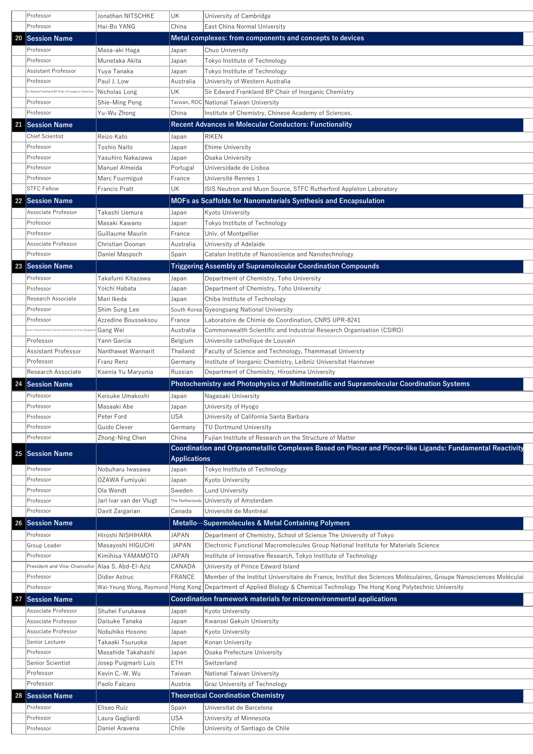|  | Professor | Jonathan NITSCHKE | UK | University of Cambridge |
|---|---|---|---|---|
|  | Professor | Hai-Bo YANG | China | East China Normal University |
| 20 | Session Name |  | Metal complexes: from components and concepts to devices |  |
|  | Professor | Masa-aki Haga | Japan | Chuo University |
|  | Professor | Munetaka Akita | Japan | Tokyo Institute of Technology |
|  | Assistant Professor | Yuya Tanaka | Japan | Tokyo Institute of Technology |
|  | Professor | Paul J. Low | Australia | University of Western Australia |
|  | Sir Edward Frankland BP Chair of Inorganic Chemistry | Nicholas Long | UK | Sir Edward Frankland BP Chair of Inorganic Chemistry |
|  | Professor | Shie-Ming Peng | Taiwan, ROC | National Taiwan University |
|  | Professor | Yu-Wu Zhong | China | Institute of Chemistry, Chinese Academy of Sciences. |
| 21 | Session Name |  | Recent Advances in Molecular Conductors: Functionality |  |
|  | Chief Scientist | Reizo Kato | Japan | RIKEN |
|  | Professor | Toshio Naito | Japan | Ehime University |
|  | Professor | Yasuhiro Nakazawa | Japan | Osaka University |
|  | Professor | Manuel Almeida | Portugal | Universidade de Lisboa |
|  | Professor | Marc Fourmigué | France | Université Rennes 1 |
|  | STFC Fellow | Francis Pratt | UK | ISIS Neutron and Muon Source, STFC Rutherford Appleton Laboratory |
| 22 | Session Name |  | MOFs as Scaffolds for Nanomaterials Synthesis and Encapsulation |  |
|  | Associate Professor | Takashi Uemura | Japan | Kyoto University |
|  | Professor | Masaki Kawano | Japan | Tokyo Institute of Technology |
|  | Professor | Guillaume Maurin | France | Univ. of Montpellier |
|  | Associate Professor | Christian Doonan | Australia | University of Adelaide |
|  | Professor | Daniel Maspoch | Spain | Catalan Institute of Nanoscience and Nanotechnology |
| 23 | Session Name |  | Triggering Assembly of Supramolecular Coordination Compounds |  |
|  | Professor | Takafumi Kitazawa | Japan | Department of Chemistry, Toho University |
|  | Professor | Yoichi Habata | Japan | Department of Chemistry, Toho University |
|  | Research Associate | Mari Ikeda | Japan | Chiba Institute of Technology |
|  | Professor | Shim Sung Lee | South Korea | Gyeongsang National University |
|  | Professor | Azzedine Bousseksou | France | Laboratoire de Chimie de Coordination, CNRS UPR-8241 |
|  | Senior Principal Research Scientist and Director of China Engagement | Gang Wei | Australia | Commonwealth Scientific and Industrial Research Organisation (CSIRO) |
|  | Professor | Yann Garcia | Belgium | Universite catholique de Louvain |
|  | Assistant Professor | Nanthawat Wannarit | Thailand | Faculty of Science and Technology, Thammasat Universty |
|  | Professor | Franz Renz | Germany | Institute of Inorganic Chemistry, Leibniz Universitat Hannover |
|  | Research Associate | Ksenia Yu Maryunia | Russian | Department of Chemistry, Hiroshima University |
| 24 | Session Name |  | Photochemistry and Photophysics of Multimetallic and Supramolecular Coordination Systems |  |
|  | Professor | Keisuke Umakoshi | Japan | Nagasaki University |
|  | Professor | Masaaki Abe | Japan | University of Hyogo |
|  | Professor | Peter Ford | USA | University of California Santa Barbara |
|  | Professor | Guido Clever | Germany | TU Dortmund University |
|  | Professor | Zhong-Ning Chen | China | Fujian Institute of Research on the Structure of Matter |
| 25 | Session Name |  | Coordination and Organometallic Complexes Based on Pincer and Pincer-like Ligands: Fundamental Reactivity Applications |  |
|  | Professor | Nobuharu Iwasawa | Japan | Tokyo Institute of Technology |
|  | Professor | OZAWA Fumiyuki | Japan | Kyoto University |
|  | Professor | Ola Wendt | Sweden | Lund University |
|  | Professor | Jarl Ivar van der Vlugt | The Netherlands | University of Amsterdam |
|  | Professor | Davit Zargarian | Canada | Université de Montréal |
| 26 | Session Name |  | Metallo—Supermolecules & Metal Containing Polymers |  |
|  | Professor | Hiroshi NISHIHARA | JAPAN | Department of Chemistry, School of Science The University of Tokyo |
|  | Group Leader | Masayoshi HIGUCHI | JAPAN | Electronic Functional Macromolecules Group National Institute for Materials Science |
|  | Professor | Kimihisa YAMAMOTO | JAPAN | Institute of Innovative Research, Tokyo Institute of Technology |
|  | President and Vice-Chancellor | Alaa S. Abd-El-Aziz | CANADA | University of Prince Edward Island |
|  | Professor | Didier Astruc | FRANCE | Member of the Institut Universitaire de France, Institut des Sciences Moléculaires, Groupe Nanosciences Molécula |
|  | Professor | Wai-Yeung Wong, Raymond | Hong Kong | Department of Applied Biology & Chemical Technology The Hong Kong Polytechnic University |
| 27 | Session Name |  | Coordination framework materials for microenvironmental applications |  |
|  | Associate Professor | Shuhei Furukawa | Japan | Kyoto University |
|  | Associate Professor | Daisuke Tanaka | Japan | Kwansei Gakuin University |
|  | Associate Professor | Nobuhiko Hosono | Japan | Kyoto University |
|  | Senior Lecturer | Takaaki Tsuruoka | Japan | Konan University |
|  | Professor | Masahide Takahashi | Japan | Osaka Prefecture University |
|  | Senior Scientist | Josep Puigmarti Luis | ETH | Switzerland |
|  | Professor | Kevin C.-W. Wu | Taiwan | National Taiwan University |
|  | Professor | Paolo Falcaro | Austria | Graz University of Technology |
| 28 | Session Name |  | Theoretical Coordination Chemistry |  |
|  | Professor | Eliseo Ruiz | Spain | Universitat de Barcelona |
|  | Professor | Laura Gagliardi | USA | University of Minnesota |
|  | Professor | Daniel Aravena | Chile | University of Santiago de Chile |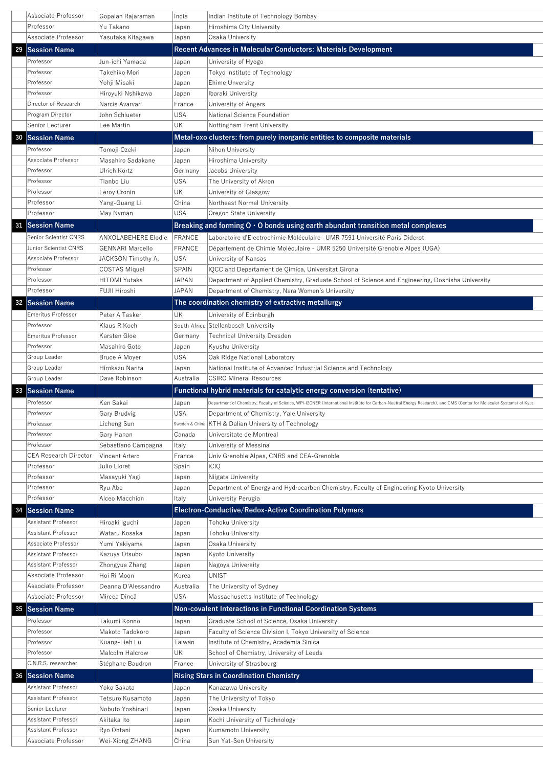| | | | | |
|---|---|---|---|---|
| | Associate Professor | Gopalan Rajaraman | India | Indian Institute of Technology Bombay |
| | Professor | Yu Takano | Japan | Hiroshima City University |
| | Associate Professor | Yasutaka Kitagawa | Japan | Osaka University |
| **29** | **Session Name** | | | **Recent Advances in Molecular Conductors: Materials Development** |
| | Professor | Jun-ichi Yamada | Japan | University of Hyogo |
| | Professor | Takehiko Mori | Japan | Tokyo Institute of Technology |
| | Professor | Yohji Misaki | Japan | Ehime Unversity |
| | Professor | Hiroyuki Nshikawa | Japan | Ibaraki University |
| | Director of Research | Narcis Avarvari | France | University of Angers |
| | Program Director | John Schlueter | USA | National Science Foundation |
| | Senior Lecturer | Lee Martin | UK | Nottingham Trent University |
| **30** | **Session Name** | | | **Metal-oxo clusters: from purely inorganic entities to composite materials** |
| | Professor | Tomoji Ozeki | Japan | Nihon University |
| | Associate Professor | Masahiro Sadakane | Japan | Hiroshima University |
| | Professor | Ulrich Kortz | Germany | Jacobs University |
| | Professor | Tianbo Liu | USA | The University of Akron |
| | Professor | Leroy Cronin | UK | University of Glasgow |
| | Professor | Yang-Guang Li | China | Northeast Normal University |
| | Professor | May Nyman | USA | Oregon State University |
| **31** | **Session Name** | | | **Breaking and forming O・O bonds using earth abundant transition metal complexes** |
| | Senior Scientist CNRS | ANXOLABEHERE Elodie | FRANCE | Laboratoire d'Electrochimie Moléculaire –UMR 7591 Université Paris Diderot |
| | Junior Scientist CNRS | GENNARI Marcello | FRANCE | Département de Chimie Moléculaire - UMR 5250 Université Grenoble Alpes (UGA) |
| | Associate Professor | JACKSON Timothy A. | USA | University of Kansas |
| | Professor | COSTAS Miquel | SPAIN | IQCC and Departament de Qimica, Universitat Girona |
| | Professor | HITOMI Yutaka | JAPAN | Department of Applied Chemistry, Graduate School of Science and Engineering, Doshisha University |
| | Professor | FUJII Hiroshi | JAPAN | Department of Chemistry, Nara Women's University |
| **32** | **Session Name** | | | **The coordination chemistry of extractive metallurgy** |
| | Emeritus Professor | Peter A Tasker | UK | University of Edinburgh |
| | Professor | Klaus R Koch | South Africa | Stellenbosch University |
| | Emeritus Professor | Karsten Gloe | Germany | Technical University Dresden |
| | Professor | Masahiro Goto | Japan | Kyushu University |
| | Group Leader | Bruce A Moyer | USA | Oak Ridge National Laboratory |
| | Group Leader | Hirokazu Narita | Japan | National Institute of Advanced Industrial Science and Technology |
| | Group Leader | Dave Robinson | Australia | CSIRO Mineral Resources |
| **33** | **Session Name** | | | **Functional hybrid materials for catalytic energy conversion (tentative)** |
| | Professor | Ken Sakai | Japan | Department of Chemistry, Faculty of Science, WPI-I2CNER (International Institute for Carbon-Neutral Energy Research), and CMS (Center for Molecular Systems) of Kyus |
| | Professor | Gary Brudvig | USA | Department of Chemistry, Yale University |
| | Professor | Licheng Sun | Sweden & China | KTH & Dalian University of Technology |
| | Professor | Gary Hanan | Canada | Universitate de Montreal |
| | Professor | Sebastiano Campagna | Italy | University of Messina |
| | CEA Research Director | Vincent Artero | France | Univ Grenoble Alpes, CNRS and CEA-Grenoble |
| | Professor | Julio Lloret | Spain | ICIQ |
| | Professor | Masayuki Yagi | Japan | Niigata University |
| | Professor | Ryu Abe | Japan | Department of Energy and Hydrocarbon Chemistry, Faculty of Engineering Kyoto University |
| | Professor | Alceo Macchion | Italy | University Perugia |
| **34** | **Session Name** | | | **Electron-Conductive/Redox-Active Coordination Polymers** |
| | Assistant Professor | Hiroaki Iguchi | Japan | Tohoku University |
| | Assistant Professor | Wataru Kosaka | Japan | Tohoku University |
| | Associate Professor | Yumi Yakiyama | Japan | Osaka University |
| | Assistant Professor | Kazuya Otsubo | Japan | Kyoto University |
| | Assistant Professor | Zhongyue Zhang | Japan | Nagoya University |
| | Associate Professor | Hoi Ri Moon | Korea | UNIST |
| | Associate Professor | Deanna D'Alessandro | Australia | The University of Sydney |
| | Associate Professor | Mircea Dincă | USA | Massachusetts Institute of Technology |
| **35** | **Session Name** | | | **Non-covalent Interactions in Functional Coordination Systems** |
| | Professor | Takumi Konno | Japan | Graduate School of Science, Osaka University |
| | Professor | Makoto Tadokoro | Japan | Faculty of Science Division I, Tokyo University of Science |
| | Professor | Kuang-Lieh Lu | Taiwan | Institute of Chemistry, Academia Sinica |
| | Professor | Malcolm Halcrow | UK | School of Chemistry, University of Leeds |
| | C.N.R.S. researcher | Stéphane Baudron | France | University of Strasbourg |
| **36** | **Session Name** | | | **Rising Stars in Coordination Chemistry** |
| | Assistant Professor | Yoko Sakata | Japan | Kanazawa University |
| | Assistant Professor | Tetsuro Kusamoto | Japan | The University of Tokyo |
| | Senior Lecturer | Nobuto Yoshinari | Japan | Osaka University |
| | Assistant Professor | Akitaka Ito | Japan | Kochi University of Technology |
| | Assistant Professor | Ryo Ohtani | Japan | Kumamoto University |
| | Associate Professor | Wei-Xiong ZHANG | China | Sun Yat-Sen University |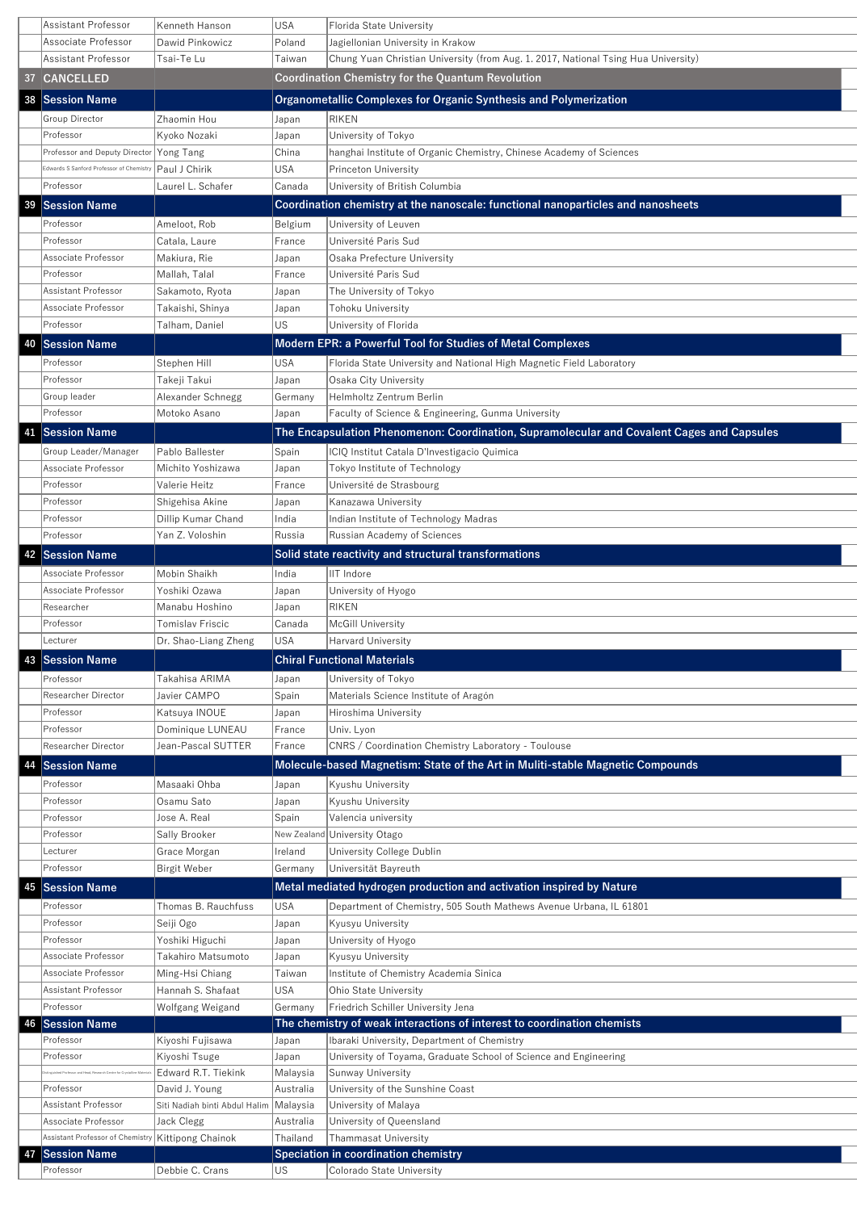| | | | |
|---|---|---|---|
| | Assistant Professor | Kenneth Hanson | USA | Florida State University |
| | Associate Professor | Dawid Pinkowicz | Poland | Jagiellonian University in Krakow |
| | Assistant Professor | Tsai-Te Lu | Taiwan | Chung Yuan Christian University (from Aug. 1. 2017, National Tsing Hua University) |
| 37 | CANCELLED | | | Coordination Chemistry for the Quantum Revolution |
| 38 | Session Name | | | Organometallic Complexes for Organic Synthesis and Polymerization |
| | Group Director | Zhaomin Hou | Japan | RIKEN |
| | Professor | Kyoko Nozaki | Japan | University of Tokyo |
| | Professor and Deputy Director | Yong Tang | China | hanghai Institute of Organic Chemistry, Chinese Academy of Sciences |
| | Edwards S Sanford Professor of Chemistry | Paul J Chirik | USA | Princeton University |
| | Professor | Laurel L. Schafer | Canada | University of British Columbia |
| 39 | Session Name | | | Coordination chemistry at the nanoscale: functional nanoparticles and nanosheets |
| | Professor | Ameloot, Rob | Belgium | University of Leuven |
| | Professor | Catala, Laure | France | Université Paris Sud |
| | Associate Professor | Makiura, Rie | Japan | Osaka Prefecture University |
| | Professor | Mallah, Talal | France | Université Paris Sud |
| | Assistant Professor | Sakamoto, Ryota | Japan | The University of Tokyo |
| | Associate Professor | Takaishi, Shinya | Japan | Tohoku University |
| | Professor | Talham, Daniel | US | University of Florida |
| 40 | Session Name | | | Modern EPR: a Powerful Tool for Studies of Metal Complexes |
| | Professor | Stephen Hill | USA | Florida State University and National High Magnetic Field Laboratory |
| | Professor | Takeji Takui | Japan | Osaka City University |
| | Group leader | Alexander Schnegg | Germany | Helmholtz Zentrum Berlin |
| | Professor | Motoko Asano | Japan | Faculty of Science & Engineering, Gunma University |
| 41 | Session Name | | | The Encapsulation Phenomenon: Coordination, Supramolecular and Covalent Cages and Capsules |
| | Group Leader/Manager | Pablo Ballester | Spain | ICIQ Institut Catala D'Investigacio Quimica |
| | Associate Professor | Michito Yoshizawa | Japan | Tokyo Institute of Technology |
| | Professor | Valerie Heitz | France | Université de Strasbourg |
| | Professor | Shigehisa Akine | Japan | Kanazawa University |
| | Professor | Dillip Kumar Chand | India | Indian Institute of Technology Madras |
| | Professor | Yan Z. Voloshin | Russia | Russian Academy of Sciences |
| 42 | Session Name | | | Solid state reactivity and structural transformations |
| | Associate Professor | Mobin Shaikh | India | IIT Indore |
| | Associate Professor | Yoshiki Ozawa | Japan | University of Hyogo |
| | Researcher | Manabu Hoshino | Japan | RIKEN |
| | Professor | Tomislav Friscic | Canada | McGill University |
| | Lecturer | Dr. Shao-Liang Zheng | USA | Harvard University |
| 43 | Session Name | | | Chiral Functional Materials |
| | Professor | Takahisa ARIMA | Japan | University of Tokyo |
| | Researcher Director | Javier CAMPO | Spain | Materials Science Institute of Aragón |
| | Professor | Katsuya INOUE | Japan | Hiroshima University |
| | Professor | Dominique LUNEAU | France | Univ. Lyon |
| | Researcher Director | Jean-Pascal SUTTER | France | CNRS / Coordination Chemistry Laboratory - Toulouse |
| 44 | Session Name | | | Molecule-based Magnetism: State of the Art in Muliti-stable Magnetic Compounds |
| | Professor | Masaaki Ohba | Japan | Kyushu University |
| | Professor | Osamu Sato | Japan | Kyushu University |
| | Professor | Jose A. Real | Spain | Valencia university |
| | Professor | Sally Brooker | New Zealand | University Otago |
| | Lecturer | Grace Morgan | Ireland | University College Dublin |
| | Professor | Birgit Weber | Germany | Universität Bayreuth |
| 45 | Session Name | | | Metal mediated hydrogen production and activation inspired by Nature |
| | Professor | Thomas B. Rauchfuss | USA | Department of Chemistry, 505 South Mathews Avenue Urbana, IL 61801 |
| | Professor | Seiji Ogo | Japan | Kyusyu University |
| | Professor | Yoshiki Higuchi | Japan | University of Hyogo |
| | Associate Professor | Takahiro Matsumoto | Japan | Kyusyu University |
| | Associate Professor | Ming-Hsi Chiang | Taiwan | Institute of Chemistry Academia Sinica |
| | Assistant Professor | Hannah S. Shafaat | USA | Ohio State University |
| | Professor | Wolfgang Weigand | Germany | Friedrich Schiller University Jena |
| 46 | Session Name | | | The chemistry of weak interactions of interest to coordination chemists |
| | Professor | Kiyoshi Fujisawa | Japan | Ibaraki University, Department of Chemistry |
| | Professor | Kiyoshi Tsuge | Japan | University of Toyama, Graduate School of Science and Engineering |
| | Distinguished Professor and Head, Research Centre for Crystalline Materials | Edward R.T. Tiekink | Malaysia | Sunway University |
| | Professor | David J. Young | Australia | University of the Sunshine Coast |
| | Assistant Professor | Siti Nadiah binti Abdul Halim | Malaysia | University of Malaya |
| | Associate Professor | Jack Clegg | Australia | University of Queensland |
| | Assistant Professor of Chemistry | Kittipong Chainok | Thailand | Thammasat University |
| 47 | Session Name | | | Speciation in coordination chemistry |
| | Professor | Debbie C. Crans | US | Colorado State University |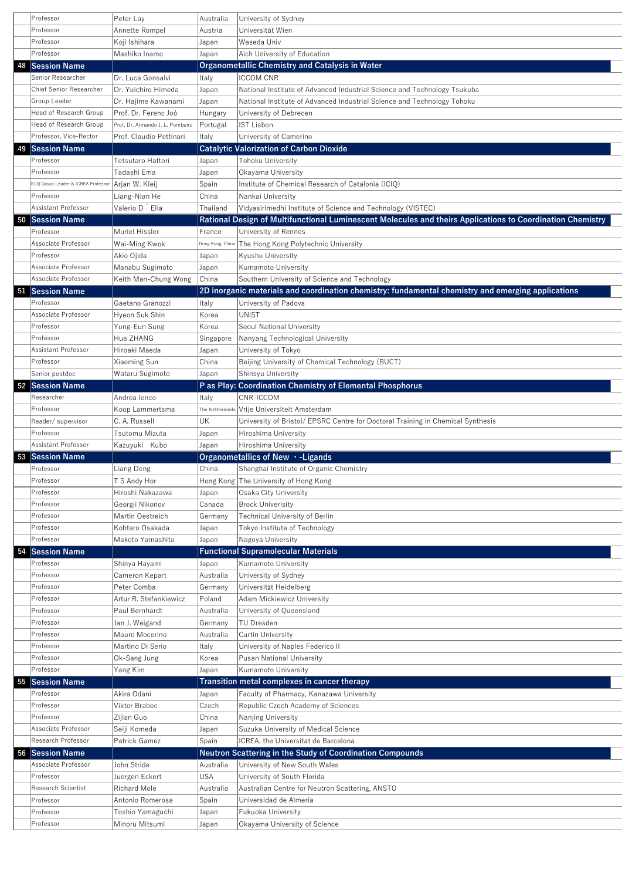| | | | | |
|---|---|---|---|---|
| | Professor | Peter Lay | Australia | University of Sydney |
| | Professor | Annette Rompel | Austria | Universität Wien |
| | Professor | Koji Ishihara | Japan | Waseda Univ |
| | Professor | Mashiko Inamo | Japan | Aich University of Education |
| 48 | **Session Name** | | **Organometallic Chemistry and Catalysis in Water** | |
| | Senior Researcher | Dr. Luca Gonsalvi | Italy | ICCOM CNR |
| | Chief Senior Researcher | Dr. Yuichiro Himeda | Japan | National Institute of Advanced Industrial Science and Technology Tsukuba |
| | Group Leader | Dr. Hajime Kawanami | Japan | National Institute of Advanced Industrial Science and Technology Tohoku |
| | Head of Research Group | Prof. Dr. Ferenc Joó | Hungary | University of Debrecen |
| | Head of Research Group | Prof. Dr. Armando J. L. Pombeiro | Portugal | IST Lisbon |
| | Professor, Vice-Rector | Prof. Claudio Pettinari | Italy | University of Camerino |
| 49 | **Session Name** | | **Catalytic Valorization of Carbon Dioxide** | |
| | Professor | Tetsutaro Hattori | Japan | Tohoku University |
| | Professor | Tadashi Ema | Japan | Okayama University |
| | ICIQ Group Leader & ICREA Professor | Arjan W. Kleij | Spain | Institute of Chemical Research of Catalonia (ICIQ) |
| | Professor | Liang-Nian He | China | Nankai University |
| | Assistant Professor | Valerio D ´ Elia | Thailand | Vidyasirimedhi Institute of Science and Technology (VISTEC) |
| 50 | **Session Name** | | **Rational Design of Multifunctional Luminescent Molecules and theirs Applications to Coordination Chemistry** | |
| | Professor | Muriel Hissler | France | University of Rennes |
| | Associate Professor | Wai-Ming Kwok | Hong Kong, China | The Hong Kong Polytechnic University |
| | Professor | Akio Ojida | Japan | Kyushu University |
| | Associate Professor | Manabu Sugimoto | Japan | Kumamoto University |
| | Associate Professor | Keith Man-Chung Wong | China | Southern University of Science and Technology |
| 51 | **Session Name** | | **2D inorganic materials and coordination chemistry: fundamental chemistry and emerging applications** | |
| | Professor | Gaetano Granozzi | Italy | University of Padova |
| | Associate Professor | Hyeon Suk Shin | Korea | UNIST |
| | Professor | Yung-Eun Sung | Korea | Seoul National University |
| | Professor | Hua ZHANG | Singapore | Nanyang Technological University |
| | Assistant Professor | Hiroaki Maeda | Japan | University of Tokyo |
| | Professor | Xiaoming Sun | China | Beijing University of Chemical Technology (BUCT) |
| | Senior postdoc | Wataru Sugimoto | Japan | Shinsyu University |
| 52 | **Session Name** | | **P as Play: Coordination Chemistry of Elemental Phosphorus** | |
| | Researcher | Andrea Ienco | Italy | CNR-ICCOM |
| | Professor | Koop Lammertsma | The Netherlands | Vrije Universiteit Amsterdam |
| | Reader/ supervisor | C. A. Russell | UK | University of Bristol/ EPSRC Centre for Doctoral Training in Chemical Synthesis |
| | Professor | Tsutomu Mizuta | Japan | Hiroshima University |
| | Assistant Professor | Kazuyuki　Kubo | Japan | Hiroshima University |
| 53 | **Session Name** | | **Organometallics of New ・-Ligands** | |
| | Professor | Liang Deng | China | Shanghai Institute of Organic Chemistry |
| | Professor | T S Andy Hor | Hong Kong | The University of Hong Kong |
| | Professor | Hiroshi Nakazawa | Japan | Osaka City University |
| | Professor | Georgii Nikonov | Canada | Brock Univerisity |
| | Professor | Martin Oestreich | Germany | Technical University of Berlin |
| | Professor | Kohtaro Osakada | Japan | Tokyo Institute of Technology |
| | Professor | Makoto Yamashita | Japan | Nagoya University |
| 54 | **Session Name** | | **Functional Supramolecular Materials** | |
| | Professor | Shinya Hayami | Japan | Kumamoto University |
| | Professor | Cameron Kepart | Australia | University of Sydney |
| | Professor | Peter Comba | Germany | Universität Heidelberg |
| | Professor | Artur R. Stefankiewicz | Poland | Adam Mickiewicz University |
| | Professor | Paul Bernhardt | Australia | University of Queensland |
| | Professor | Jan J. Weigand | Germany | TU Dresden |
| | Professor | Mauro Mocerino | Australia | Curtin University |
| | Professor | Martino Di Serio | Italy | University of Naples Federico II |
| | Professor | Ok-Sang Jung | Korea | Pusan National University |
| | Professor | Yang Kim | Japan | Kumamoto University |
| 55 | **Session Name** | | **Transition metal complexes in cancer therapy** | |
| | Professor | Akira Odani | Japan | Faculty of Pharmacy, Kanazawa University |
| | Professor | Viktor Brabec | Czech | Republic Czech Academy of Sciences |
| | Professor | Zijian Guo | China | Nanjing University |
| | Associate Professor | Seiji Komeda | Japan | Suzuka University of Medical Science |
| | Research Professor | Patrick Gamez | Spain | ICREA, the Universitat de Barcelona |
| 56 | **Session Name** | | **Neutron Scattering in the Study of Coordination Compounds** | |
| | Associate Professor | John Stride | Australia | University of New South Wales |
| | Professor | Juergen Eckert | USA | University of South Florida |
| | Research Scientist | Richard Mole | Australia | Australian Centre for Neutron Scattering, ANSTO |
| | Professor | Antonio Romerosa | Spain | Universidad de Almeria |
| | Professor | Toshio Yamaguchi | Japan | Fukuoka University |
| | Professor | Minoru Mitsumi | Japan | Okayama University of Science |